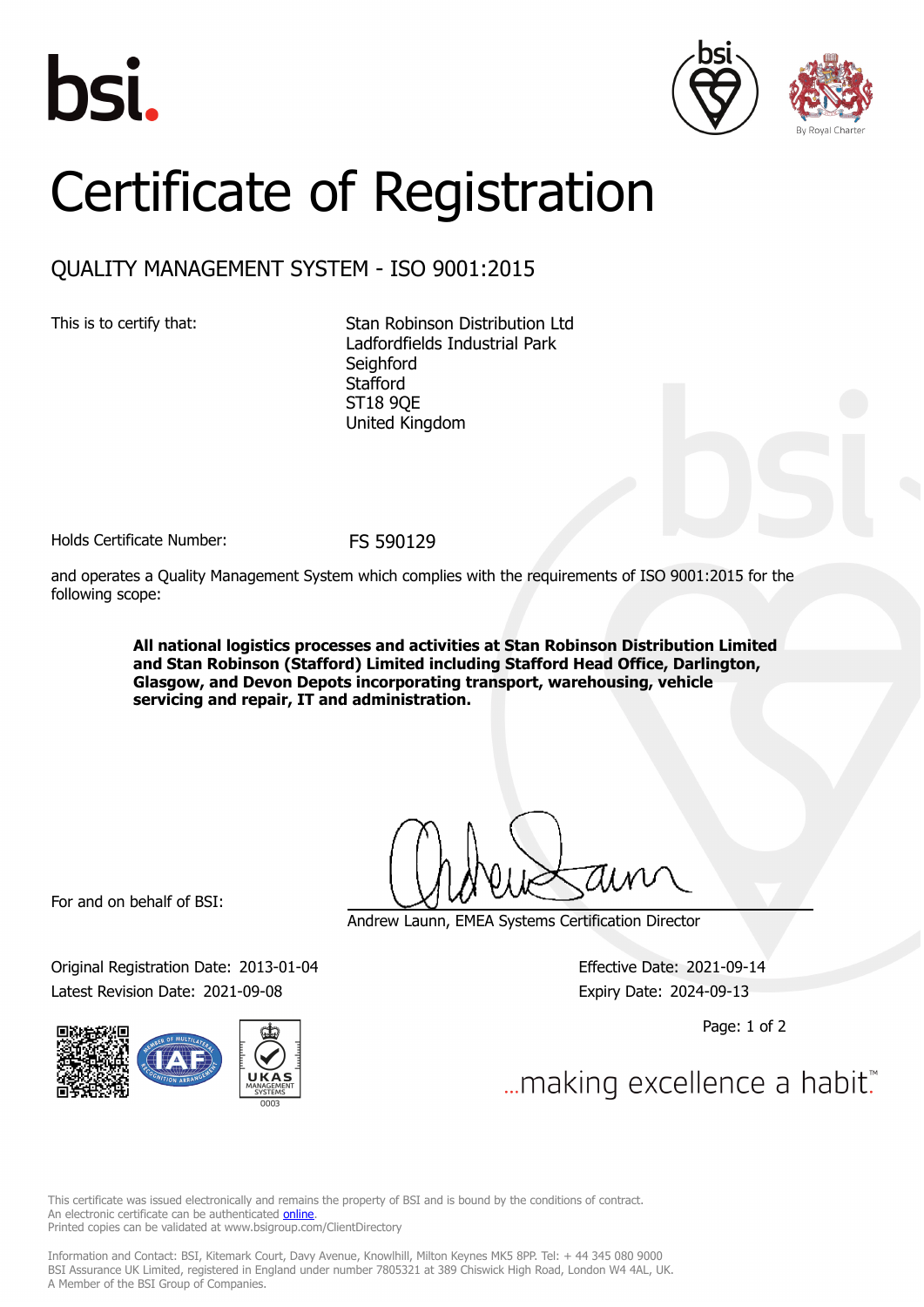bsi.

By Royal Charter

# Certificate of Registration

## QUALITY MANAGEMENT SYSTEM - ISO 9001:2015

This is to certify that:

Stan Robinson Distribution Ltd
Ladfordfields Industrial Park
Seighford
Stafford
ST18 9QE
United Kingdom

Holds Certificate Number: FS 590129

and operates a Quality Management System which complies with the requirements of ISO 9001:2015 for the following scope:

**All national logistics processes and activities at Stan Robinson Distribution Limited and Stan Robinson (Stafford) Limited including Stafford Head Office, Darlington, Glasgow, and Devon Depots incorporating transport, warehousing, vehicle servicing and repair, IT and administration.**

For and on behalf of BSI:

Andrew Launn, EMEA Systems Certification Director

Original Registration Date: 2013-01-04
Latest Revision Date: 2021-09-08

Effective Date: 2021-09-14
Expiry Date: 2024-09-13

UKAS MANAGEMENT SYSTEMS 0003

...making excellence a habit.™

This certificate was issued electronically and remains the property of BSI and is bound by the conditions of contract.
An electronic certificate can be authenticated online.
Printed copies can be validated at www.bsigroup.com/ClientDirectory

Information and Contact: BSI, Kitemark Court, Davy Avenue, Knowlhill, Milton Keynes MK5 8PP. Tel: + 44 345 080 9000
BSI Assurance UK Limited, registered in England under number 7805321 at 389 Chiswick High Road, London W4 4AL, UK.
A Member of the BSI Group of Companies.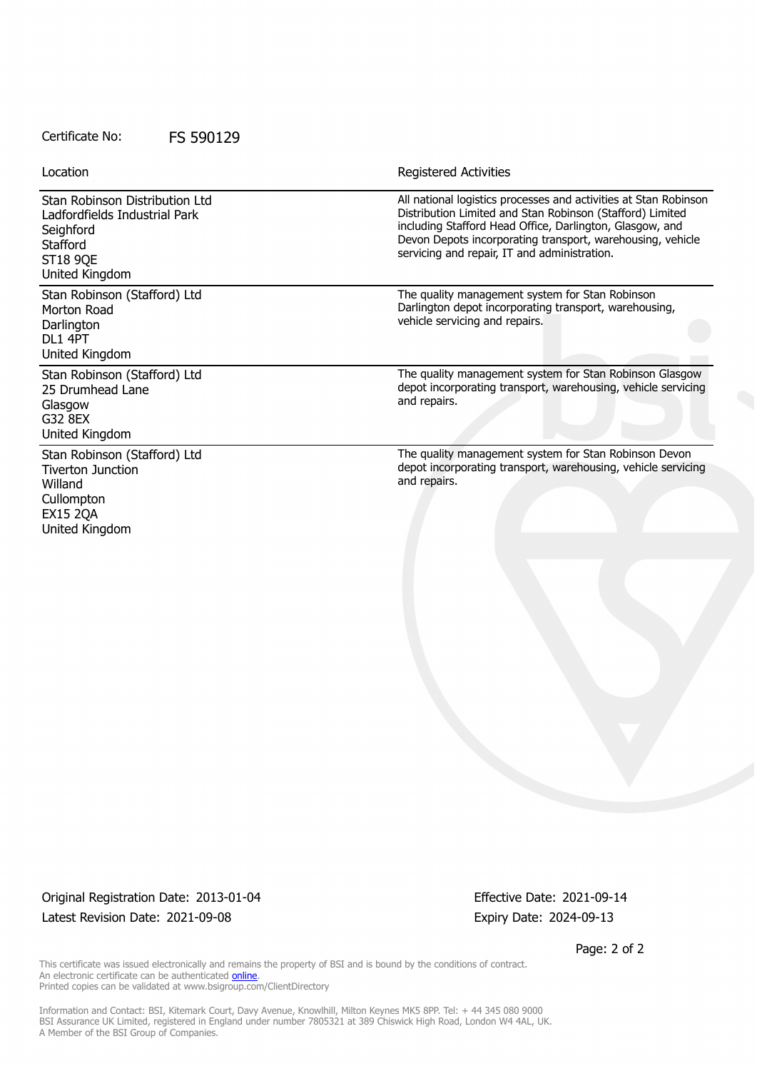Certificate No: FS 590129

| Location | Registered Activities |
| --- | --- |
| Stan Robinson Distribution Ltd<br>Ladfordfields Industrial Park<br>Seighford<br>Stafford<br>ST18 9QE<br>United Kingdom | All national logistics processes and activities at Stan Robinson Distribution Limited and Stan Robinson (Stafford) Limited including Stafford Head Office, Darlington, Glasgow, and Devon Depots incorporating transport, warehousing, vehicle servicing and repair, IT and administration. |
| Stan Robinson (Stafford) Ltd<br>Morton Road<br>Darlington<br>DL1 4PT<br>United Kingdom | The quality management system for Stan Robinson Darlington depot incorporating transport, warehousing, vehicle servicing and repairs. |
| Stan Robinson (Stafford) Ltd<br>25 Drumhead Lane<br>Glasgow<br>G32 8EX<br>United Kingdom | The quality management system for Stan Robinson Glasgow depot incorporating transport, warehousing, vehicle servicing and repairs. |
| Stan Robinson (Stafford) Ltd<br>Tiverton Junction<br>Willand<br>Cullompton<br>EX15 2QA<br>United Kingdom | The quality management system for Stan Robinson Devon depot incorporating transport, warehousing, vehicle servicing and repairs. |

Original Registration Date: 2013-01-04

Latest Revision Date: 2021-09-08

Effective Date: 2021-09-14

Expiry Date: 2024-09-13

This certificate was issued electronically and remains the property of BSI and is bound by the conditions of contract.
An electronic certificate can be authenticated online.
Printed copies can be validated at www.bsigroup.com/ClientDirectory

Information and Contact: BSI, Kitemark Court, Davy Avenue, Knowlhill, Milton Keynes MK5 8PP. Tel: + 44 345 080 9000
BSI Assurance UK Limited, registered in England under number 7805321 at 389 Chiswick High Road, London W4 4AL, UK.
A Member of the BSI Group of Companies.